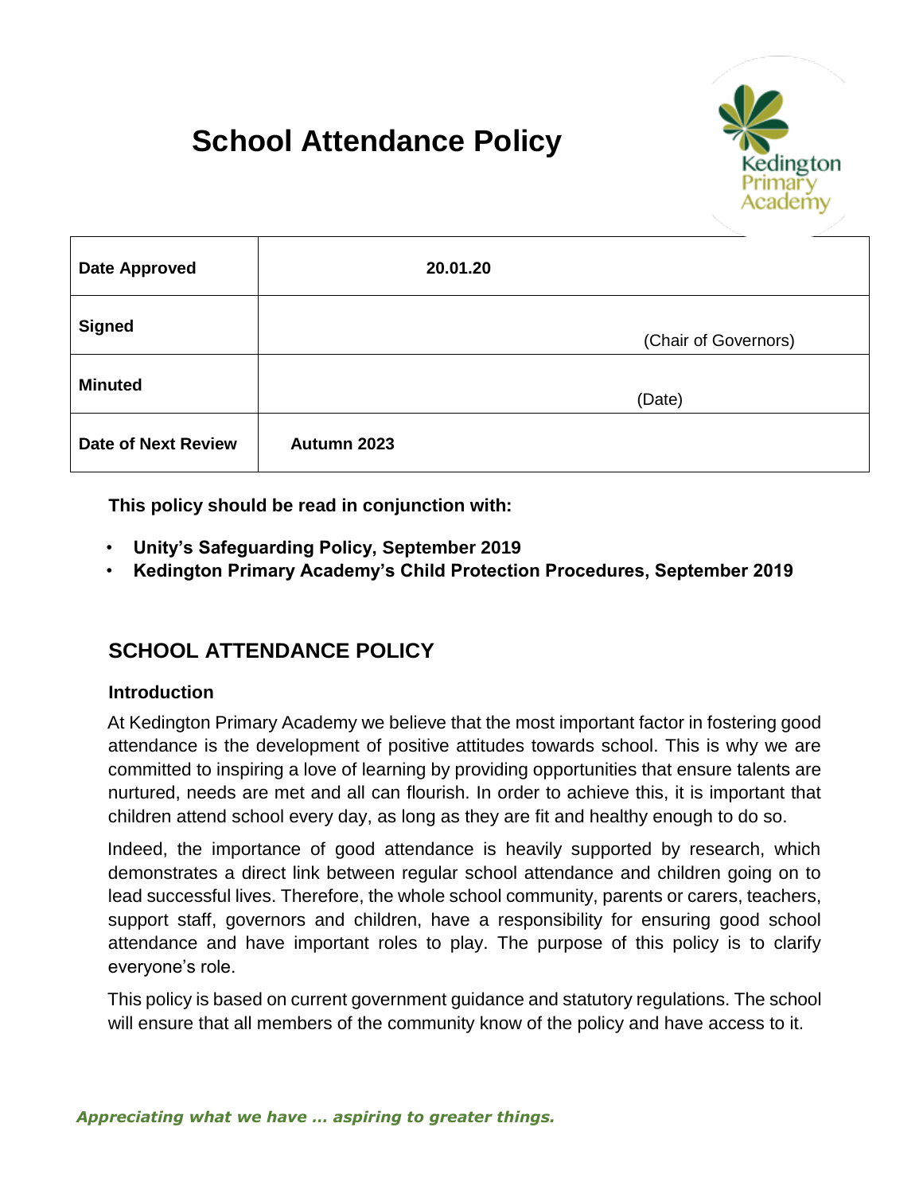# School Attendance Policy

| Date Approved | 20.01.20 |
|---|---|
| Signed | (Chair of Governors) |
| Minuted | (Date) |
| Date of Next Review | Autumn 2023 |

**This policy should be read in conjunction with:**

- **Unity's Safeguarding Policy, September 2019**
- **Kedington Primary Academy's Child Protection Procedures, September 2019**

## SCHOOL ATTENDANCE POLICY

### Introduction

At Kedington Primary Academy we believe that the most important factor in fostering good attendance is the development of positive attitudes towards school. This is why we are committed to inspiring a love of learning by providing opportunities that ensure talents are nurtured, needs are met and all can flourish. In order to achieve this, it is important that children attend school every day, as long as they are fit and healthy enough to do so.

Indeed, the importance of good attendance is heavily supported by research, which demonstrates a direct link between regular school attendance and children going on to lead successful lives. Therefore, the whole school community, parents or carers, teachers, support staff, governors and children, have a responsibility for ensuring good school attendance and have important roles to play. The purpose of this policy is to clarify everyone's role.

This policy is based on current government guidance and statutory regulations. The school will ensure that all members of the community know of the policy and have access to it.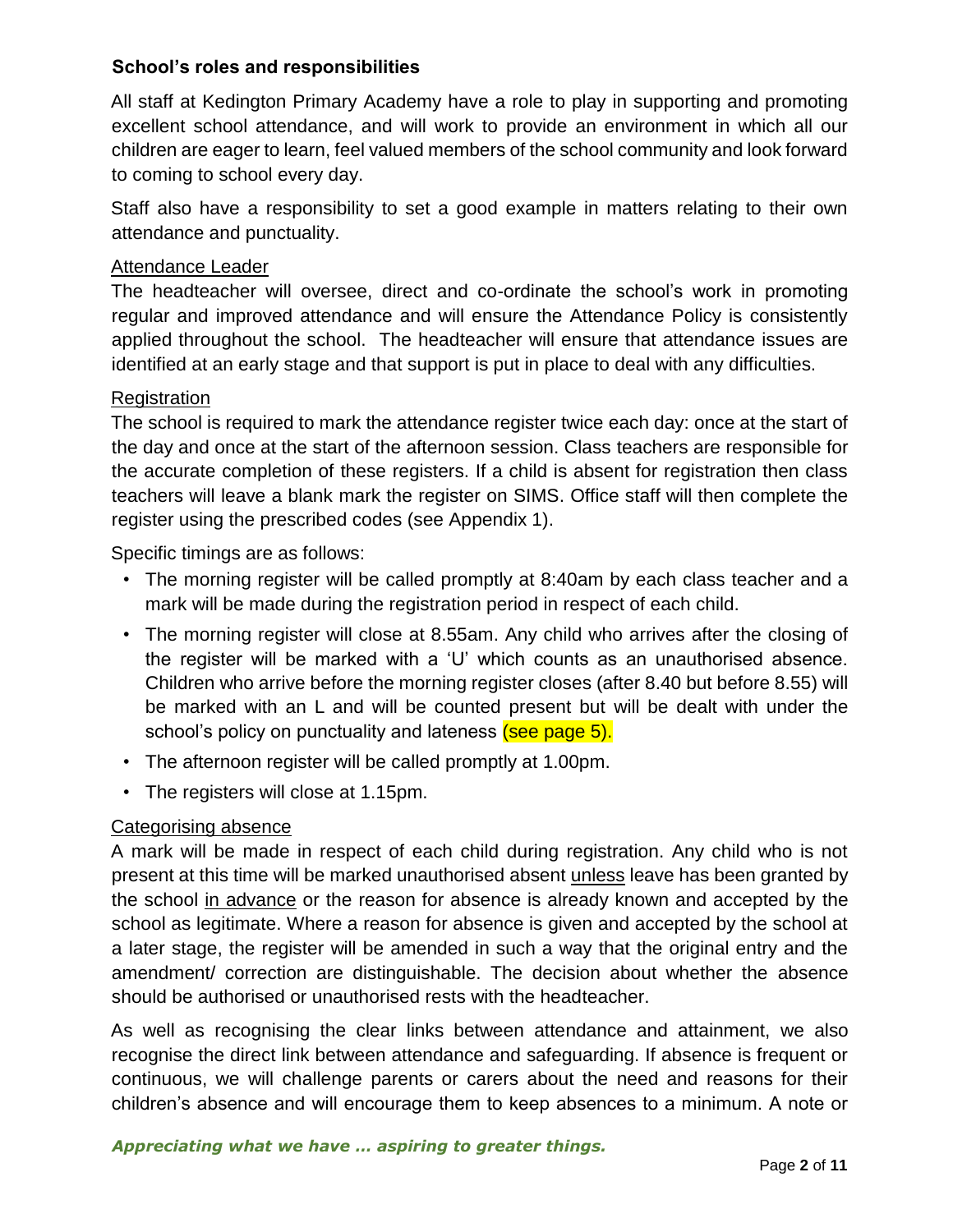### School's roles and responsibilities

All staff at Kedington Primary Academy have a role to play in supporting and promoting excellent school attendance, and will work to provide an environment in which all our children are eager to learn, feel valued members of the school community and look forward to coming to school every day.

Staff also have a responsibility to set a good example in matters relating to their own attendance and punctuality.

Attendance Leader

The headteacher will oversee, direct and co-ordinate the school's work in promoting regular and improved attendance and will ensure the Attendance Policy is consistently applied throughout the school. The headteacher will ensure that attendance issues are identified at an early stage and that support is put in place to deal with any difficulties.

Registration

The school is required to mark the attendance register twice each day: once at the start of the day and once at the start of the afternoon session. Class teachers are responsible for the accurate completion of these registers. If a child is absent for registration then class teachers will leave a blank mark the register on SIMS. Office staff will then complete the register using the prescribed codes (see Appendix 1).

Specific timings are as follows:

- The morning register will be called promptly at 8:40am by each class teacher and a mark will be made during the registration period in respect of each child.
- The morning register will close at 8.55am. Any child who arrives after the closing of the register will be marked with a 'U' which counts as an unauthorised absence. Children who arrive before the morning register closes (after 8.40 but before 8.55) will be marked with an L and will be counted present but will be dealt with under the school's policy on punctuality and lateness (see page 5).
- The afternoon register will be called promptly at 1.00pm.
- The registers will close at 1.15pm.

Categorising absence

A mark will be made in respect of each child during registration. Any child who is not present at this time will be marked unauthorised absent unless leave has been granted by the school in advance or the reason for absence is already known and accepted by the school as legitimate. Where a reason for absence is given and accepted by the school at a later stage, the register will be amended in such a way that the original entry and the amendment/ correction are distinguishable. The decision about whether the absence should be authorised or unauthorised rests with the headteacher.

As well as recognising the clear links between attendance and attainment, we also recognise the direct link between attendance and safeguarding. If absence is frequent or continuous, we will challenge parents or carers about the need and reasons for their children's absence and will encourage them to keep absences to a minimum. A note or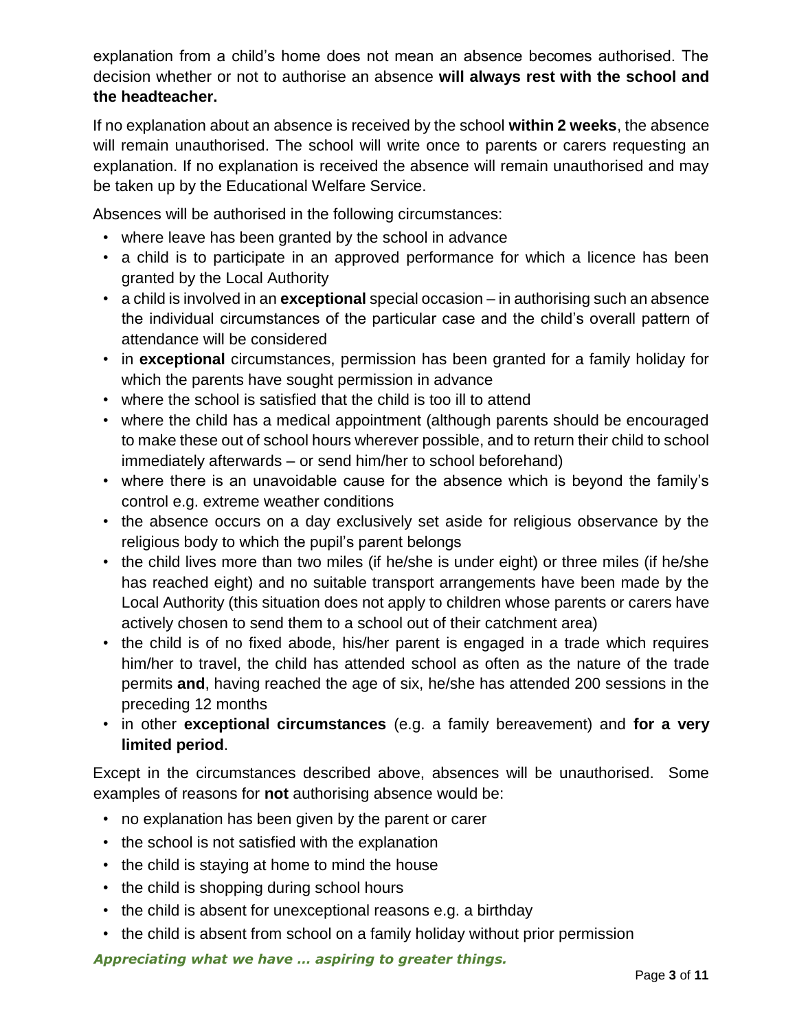explanation from a child's home does not mean an absence becomes authorised. The decision whether or not to authorise an absence **will always rest with the school and the headteacher.**

If no explanation about an absence is received by the school **within 2 weeks**, the absence will remain unauthorised. The school will write once to parents or carers requesting an explanation. If no explanation is received the absence will remain unauthorised and may be taken up by the Educational Welfare Service.

Absences will be authorised in the following circumstances:

- where leave has been granted by the school in advance
- a child is to participate in an approved performance for which a licence has been granted by the Local Authority
- a child is involved in an **exceptional** special occasion – in authorising such an absence the individual circumstances of the particular case and the child's overall pattern of attendance will be considered
- in **exceptional** circumstances, permission has been granted for a family holiday for which the parents have sought permission in advance
- where the school is satisfied that the child is too ill to attend
- where the child has a medical appointment (although parents should be encouraged to make these out of school hours wherever possible, and to return their child to school immediately afterwards – or send him/her to school beforehand)
- where there is an unavoidable cause for the absence which is beyond the family's control e.g. extreme weather conditions
- the absence occurs on a day exclusively set aside for religious observance by the religious body to which the pupil's parent belongs
- the child lives more than two miles (if he/she is under eight) or three miles (if he/she has reached eight) and no suitable transport arrangements have been made by the Local Authority (this situation does not apply to children whose parents or carers have actively chosen to send them to a school out of their catchment area)
- the child is of no fixed abode, his/her parent is engaged in a trade which requires him/her to travel, the child has attended school as often as the nature of the trade permits **and**, having reached the age of six, he/she has attended 200 sessions in the preceding 12 months
- in other **exceptional circumstances** (e.g. a family bereavement) and **for a very limited period**.

Except in the circumstances described above, absences will be unauthorised. Some examples of reasons for **not** authorising absence would be:

- no explanation has been given by the parent or carer
- the school is not satisfied with the explanation
- the child is staying at home to mind the house
- the child is shopping during school hours
- the child is absent for unexceptional reasons e.g. a birthday
- the child is absent from school on a family holiday without prior permission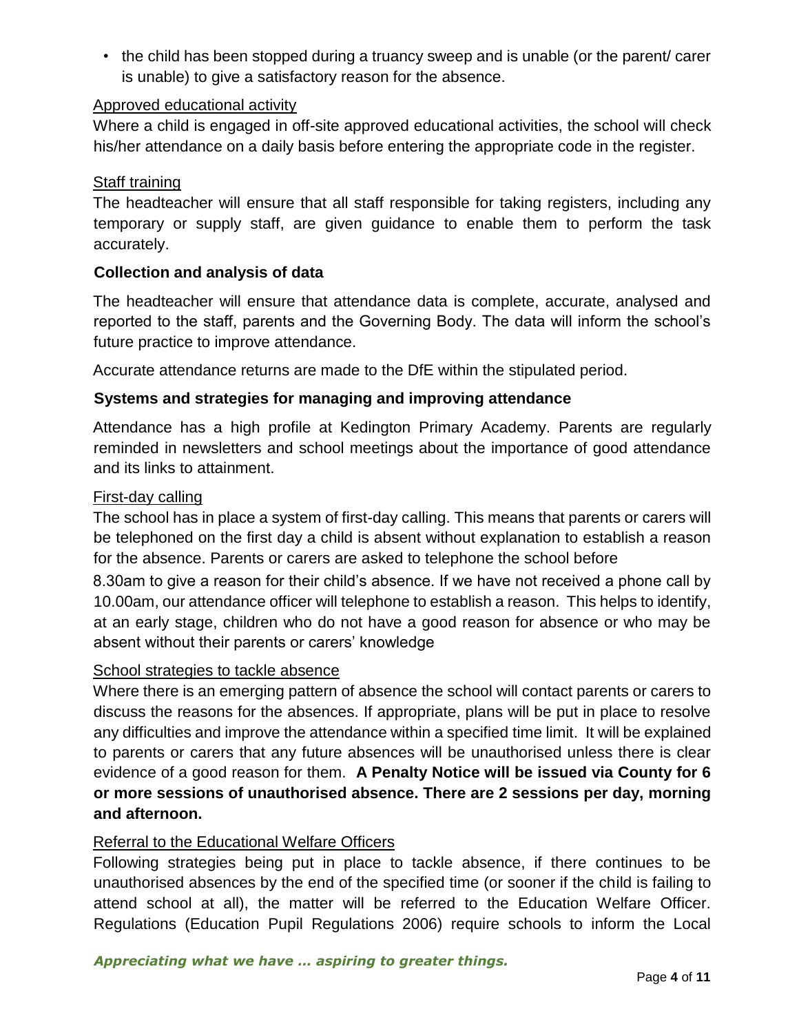- the child has been stopped during a truancy sweep and is unable (or the parent/ carer is unable) to give a satisfactory reason for the absence.

Approved educational activity

Where a child is engaged in off-site approved educational activities, the school will check his/her attendance on a daily basis before entering the appropriate code in the register.

Staff training

The headteacher will ensure that all staff responsible for taking registers, including any temporary or supply staff, are given guidance to enable them to perform the task accurately.

**Collection and analysis of data**

The headteacher will ensure that attendance data is complete, accurate, analysed and reported to the staff, parents and the Governing Body. The data will inform the school's future practice to improve attendance.

Accurate attendance returns are made to the DfE within the stipulated period.

**Systems and strategies for managing and improving attendance**

Attendance has a high profile at Kedington Primary Academy. Parents are regularly reminded in newsletters and school meetings about the importance of good attendance and its links to attainment.

First-day calling

The school has in place a system of first-day calling. This means that parents or carers will be telephoned on the first day a child is absent without explanation to establish a reason for the absence. Parents or carers are asked to telephone the school before 8.30am to give a reason for their child's absence. If we have not received a phone call by 10.00am, our attendance officer will telephone to establish a reason. This helps to identify, at an early stage, children who do not have a good reason for absence or who may be absent without their parents or carers' knowledge

School strategies to tackle absence

Where there is an emerging pattern of absence the school will contact parents or carers to discuss the reasons for the absences. If appropriate, plans will be put in place to resolve any difficulties and improve the attendance within a specified time limit. It will be explained to parents or carers that any future absences will be unauthorised unless there is clear evidence of a good reason for them. **A Penalty Notice will be issued via County for 6 or more sessions of unauthorised absence. There are 2 sessions per day, morning and afternoon.**

Referral to the Educational Welfare Officers

Following strategies being put in place to tackle absence, if there continues to be unauthorised absences by the end of the specified time (or sooner if the child is failing to attend school at all), the matter will be referred to the Education Welfare Officer. Regulations (Education Pupil Regulations 2006) require schools to inform the Local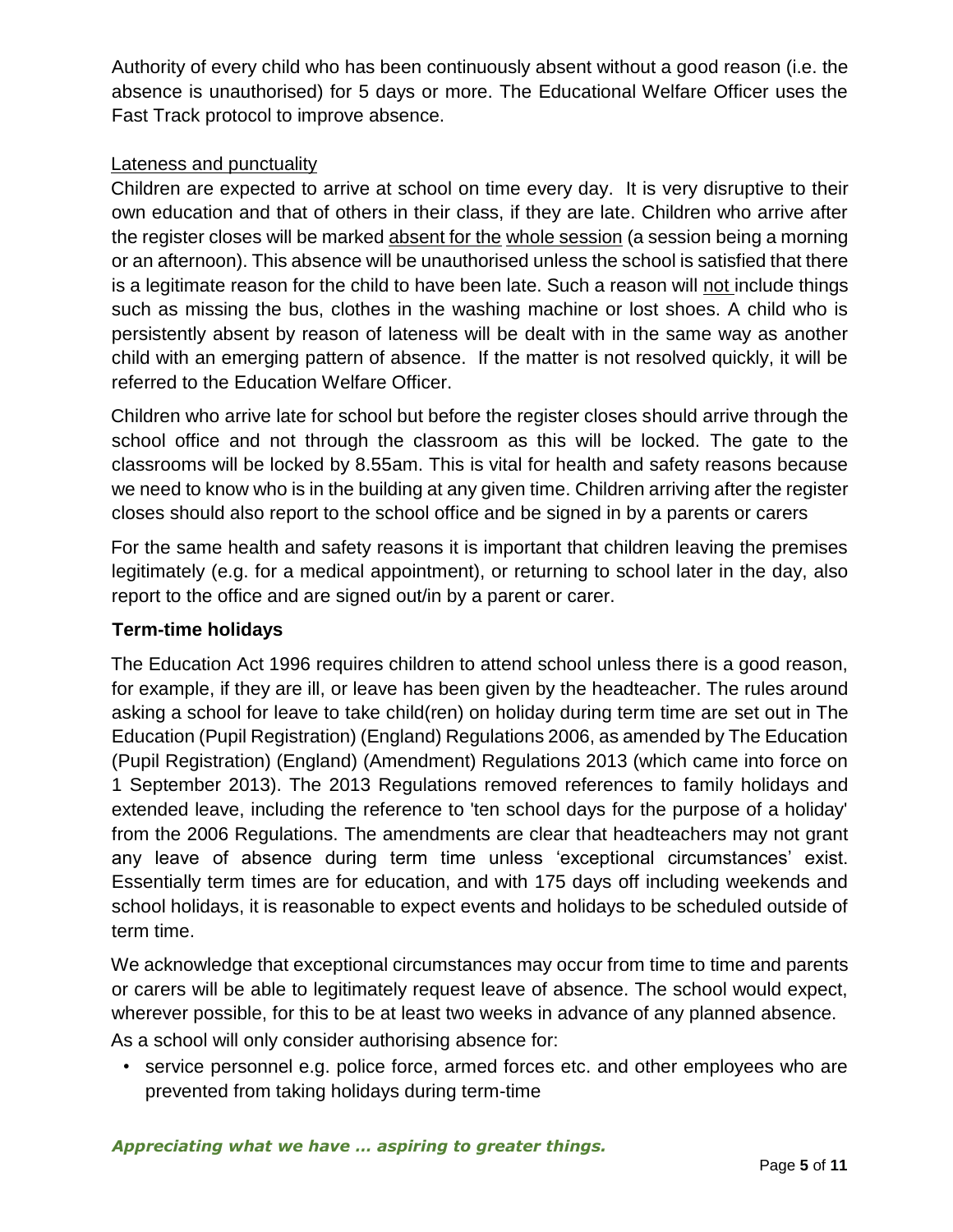Authority of every child who has been continuously absent without a good reason (i.e. the absence is unauthorised) for 5 days or more. The Educational Welfare Officer uses the Fast Track protocol to improve absence.

Lateness and punctuality

Children are expected to arrive at school on time every day. It is very disruptive to their own education and that of others in their class, if they are late. Children who arrive after the register closes will be marked absent for the whole session (a session being a morning or an afternoon). This absence will be unauthorised unless the school is satisfied that there is a legitimate reason for the child to have been late. Such a reason will not include things such as missing the bus, clothes in the washing machine or lost shoes. A child who is persistently absent by reason of lateness will be dealt with in the same way as another child with an emerging pattern of absence. If the matter is not resolved quickly, it will be referred to the Education Welfare Officer.

Children who arrive late for school but before the register closes should arrive through the school office and not through the classroom as this will be locked. The gate to the classrooms will be locked by 8.55am. This is vital for health and safety reasons because we need to know who is in the building at any given time. Children arriving after the register closes should also report to the school office and be signed in by a parents or carers

For the same health and safety reasons it is important that children leaving the premises legitimately (e.g. for a medical appointment), or returning to school later in the day, also report to the office and are signed out/in by a parent or carer.

**Term-time holidays**

The Education Act 1996 requires children to attend school unless there is a good reason, for example, if they are ill, or leave has been given by the headteacher. The rules around asking a school for leave to take child(ren) on holiday during term time are set out in The Education (Pupil Registration) (England) Regulations 2006, as amended by The Education (Pupil Registration) (England) (Amendment) Regulations 2013 (which came into force on 1 September 2013). The 2013 Regulations removed references to family holidays and extended leave, including the reference to 'ten school days for the purpose of a holiday' from the 2006 Regulations. The amendments are clear that headteachers may not grant any leave of absence during term time unless 'exceptional circumstances' exist. Essentially term times are for education, and with 175 days off including weekends and school holidays, it is reasonable to expect events and holidays to be scheduled outside of term time.

We acknowledge that exceptional circumstances may occur from time to time and parents or carers will be able to legitimately request leave of absence. The school would expect, wherever possible, for this to be at least two weeks in advance of any planned absence. As a school will only consider authorising absence for:

- service personnel e.g. police force, armed forces etc. and other employees who are prevented from taking holidays during term-time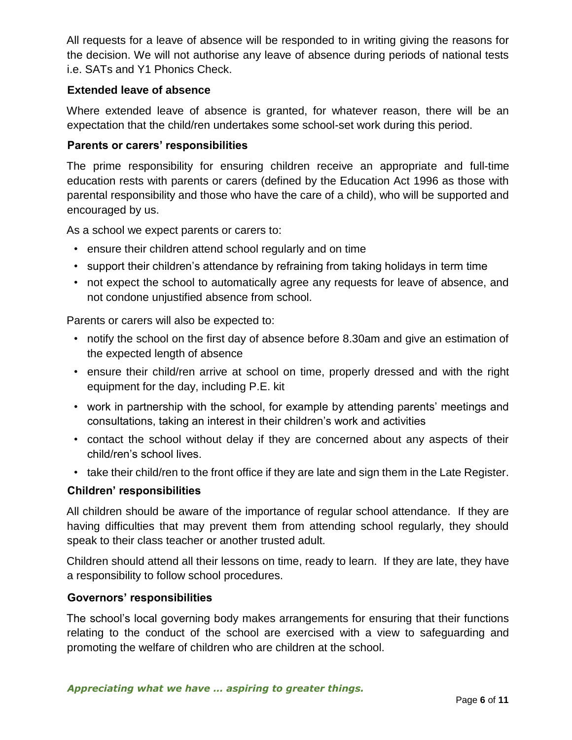All requests for a leave of absence will be responded to in writing giving the reasons for the decision. We will not authorise any leave of absence during periods of national tests i.e. SATs and Y1 Phonics Check.

### Extended leave of absence

Where extended leave of absence is granted, for whatever reason, there will be an expectation that the child/ren undertakes some school-set work during this period.

### Parents or carers' responsibilities

The prime responsibility for ensuring children receive an appropriate and full-time education rests with parents or carers (defined by the Education Act 1996 as those with parental responsibility and those who have the care of a child), who will be supported and encouraged by us.

As a school we expect parents or carers to:

- ensure their children attend school regularly and on time
- support their children's attendance by refraining from taking holidays in term time
- not expect the school to automatically agree any requests for leave of absence, and not condone unjustified absence from school.

Parents or carers will also be expected to:

- notify the school on the first day of absence before 8.30am and give an estimation of the expected length of absence
- ensure their child/ren arrive at school on time, properly dressed and with the right equipment for the day, including P.E. kit
- work in partnership with the school, for example by attending parents' meetings and consultations, taking an interest in their children's work and activities
- contact the school without delay if they are concerned about any aspects of their child/ren's school lives.
- take their child/ren to the front office if they are late and sign them in the Late Register.

### Children' responsibilities

All children should be aware of the importance of regular school attendance. If they are having difficulties that may prevent them from attending school regularly, they should speak to their class teacher or another trusted adult.

Children should attend all their lessons on time, ready to learn. If they are late, they have a responsibility to follow school procedures.

### Governors' responsibilities

The school's local governing body makes arrangements for ensuring that their functions relating to the conduct of the school are exercised with a view to safeguarding and promoting the welfare of children who are children at the school.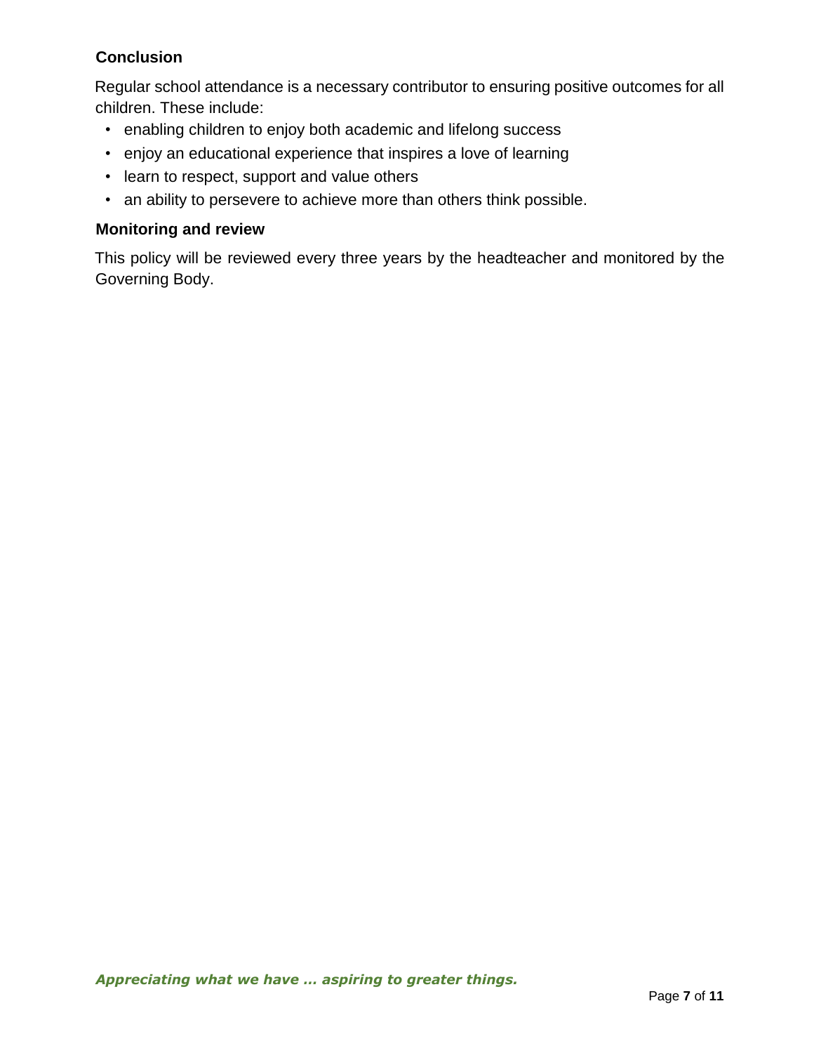## Conclusion

Regular school attendance is a necessary contributor to ensuring positive outcomes for all children. These include:

- enabling children to enjoy both academic and lifelong success
- enjoy an educational experience that inspires a love of learning
- learn to respect, support and value others
- an ability to persevere to achieve more than others think possible.

## Monitoring and review

This policy will be reviewed every three years by the headteacher and monitored by the Governing Body.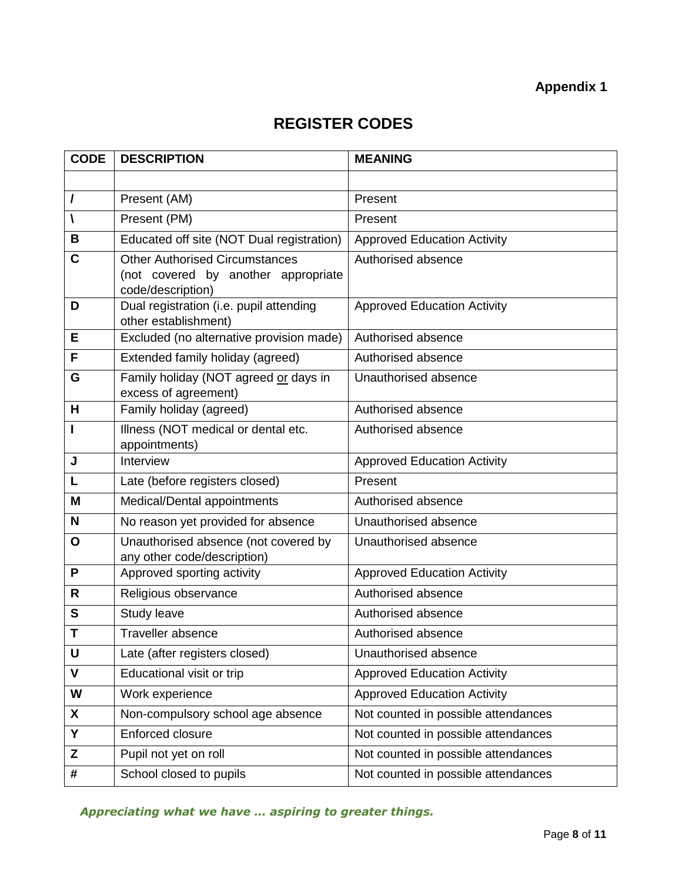**Appendix 1**

## REGISTER CODES

| CODE | DESCRIPTION | MEANING |
|---|---|---|
| | | |
| **/** | Present (AM) | Present |
| **\** | Present (PM) | Present |
| **B** | Educated off site (NOT Dual registration) | Approved Education Activity |
| **C** | Other Authorised Circumstances (not covered by another appropriate code/description) | Authorised absence |
| **D** | Dual registration (i.e. pupil attending other establishment) | Approved Education Activity |
| **E** | Excluded (no alternative provision made) | Authorised absence |
| **F** | Extended family holiday (agreed) | Authorised absence |
| **G** | Family holiday (NOT agreed or days in excess of agreement) | Unauthorised absence |
| **H** | Family holiday (agreed) | Authorised absence |
| **I** | Illness (NOT medical or dental etc. appointments) | Authorised absence |
| **J** | Interview | Approved Education Activity |
| **L** | Late (before registers closed) | Present |
| **M** | Medical/Dental appointments | Authorised absence |
| **N** | No reason yet provided for absence | Unauthorised absence |
| **O** | Unauthorised absence (not covered by any other code/description) | Unauthorised absence |
| **P** | Approved sporting activity | Approved Education Activity |
| **R** | Religious observance | Authorised absence |
| **S** | Study leave | Authorised absence |
| **T** | Traveller absence | Authorised absence |
| **U** | Late (after registers closed) | Unauthorised absence |
| **V** | Educational visit or trip | Approved Education Activity |
| **W** | Work experience | Approved Education Activity |
| **X** | Non-compulsory school age absence | Not counted in possible attendances |
| **Y** | Enforced closure | Not counted in possible attendances |
| **Z** | Pupil not yet on roll | Not counted in possible attendances |
| **#** | School closed to pupils | Not counted in possible attendances |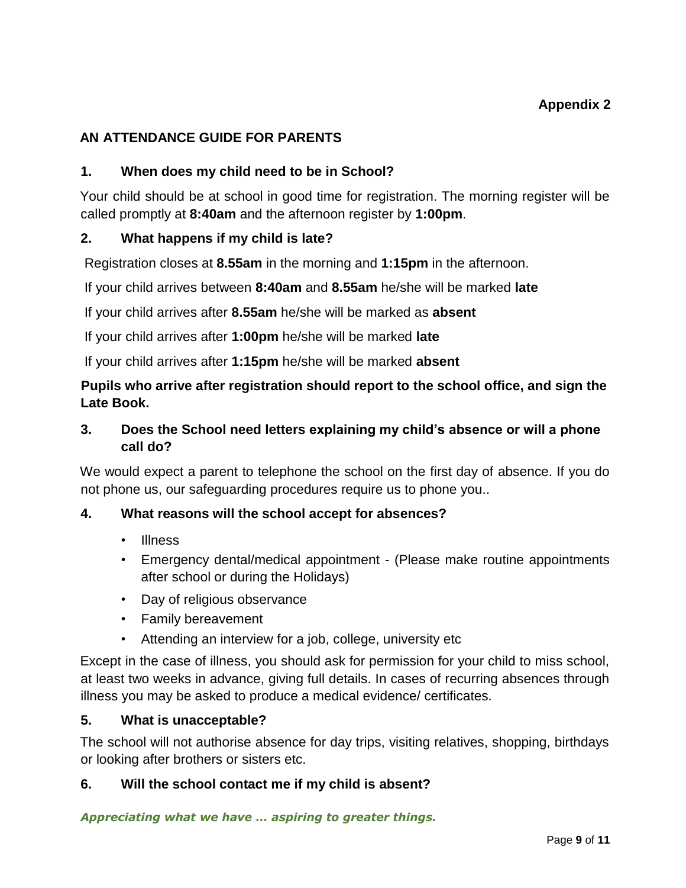**Appendix 2**

## AN ATTENDANCE GUIDE FOR PARENTS

### 1. When does my child need to be in School?

Your child should be at school in good time for registration. The morning register will be called promptly at **8:40am** and the afternoon register by **1:00pm**.

### 2. What happens if my child is late?

Registration closes at **8.55am** in the morning and **1:15pm** in the afternoon.

If your child arrives between **8:40am** and **8.55am** he/she will be marked **late**

If your child arrives after **8.55am** he/she will be marked as **absent**

If your child arrives after **1:00pm** he/she will be marked **late**

If your child arrives after **1:15pm** he/she will be marked **absent**

**Pupils who arrive after registration should report to the school office, and sign the Late Book.**

### 3. Does the School need letters explaining my child's absence or will a phone call do?

We would expect a parent to telephone the school on the first day of absence. If you do not phone us, our safeguarding procedures require us to phone you..

### 4. What reasons will the school accept for absences?

- Illness
- Emergency dental/medical appointment - (Please make routine appointments after school or during the Holidays)
- Day of religious observance
- Family bereavement
- Attending an interview for a job, college, university etc

Except in the case of illness, you should ask for permission for your child to miss school, at least two weeks in advance, giving full details. In cases of recurring absences through illness you may be asked to produce a medical evidence/ certificates.

### 5. What is unacceptable?

The school will not authorise absence for day trips, visiting relatives, shopping, birthdays or looking after brothers or sisters etc.

### 6. Will the school contact me if my child is absent?

***Appreciating what we have … aspiring to greater things.***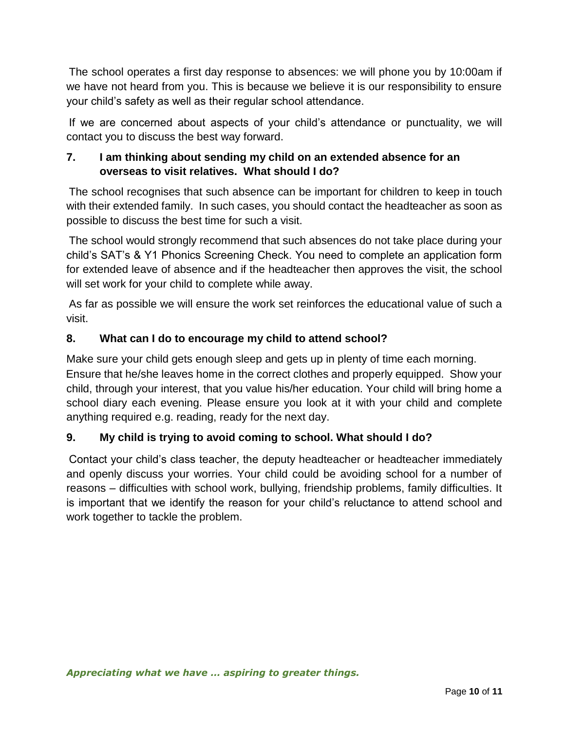The school operates a first day response to absences: we will phone you by 10:00am if we have not heard from you. This is because we believe it is our responsibility to ensure your child's safety as well as their regular school attendance.

If we are concerned about aspects of your child's attendance or punctuality, we will contact you to discuss the best way forward.

**7. I am thinking about sending my child on an extended absence for an overseas to visit relatives. What should I do?**

The school recognises that such absence can be important for children to keep in touch with their extended family. In such cases, you should contact the headteacher as soon as possible to discuss the best time for such a visit.

The school would strongly recommend that such absences do not take place during your child's SAT's & Y1 Phonics Screening Check. You need to complete an application form for extended leave of absence and if the headteacher then approves the visit, the school will set work for your child to complete while away.

As far as possible we will ensure the work set reinforces the educational value of such a visit.

**8. What can I do to encourage my child to attend school?**

Make sure your child gets enough sleep and gets up in plenty of time each morning. Ensure that he/she leaves home in the correct clothes and properly equipped. Show your child, through your interest, that you value his/her education. Your child will bring home a school diary each evening. Please ensure you look at it with your child and complete anything required e.g. reading, ready for the next day.

**9. My child is trying to avoid coming to school. What should I do?**

Contact your child's class teacher, the deputy headteacher or headteacher immediately and openly discuss your worries. Your child could be avoiding school for a number of reasons – difficulties with school work, bullying, friendship problems, family difficulties. It is important that we identify the reason for your child's reluctance to attend school and work together to tackle the problem.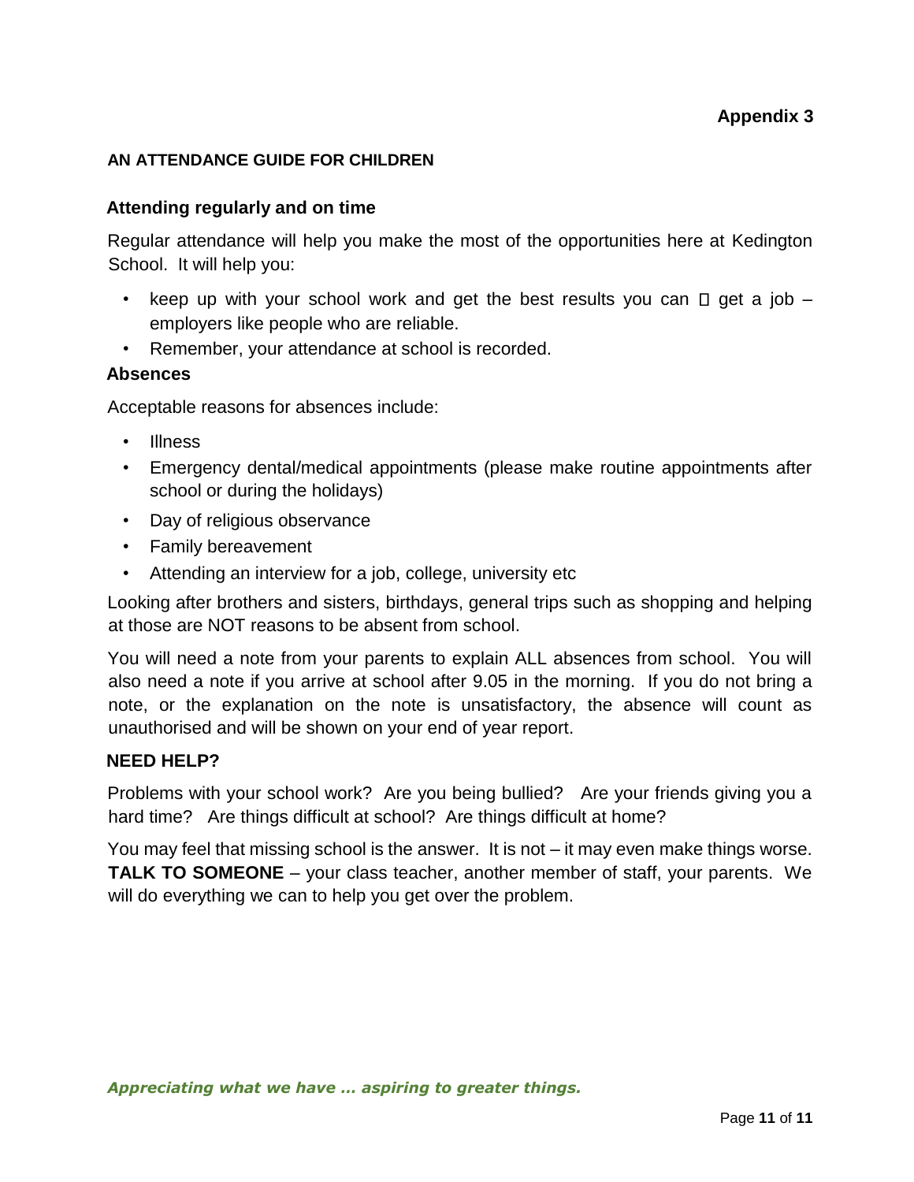**Appendix 3**

## AN ATTENDANCE GUIDE FOR CHILDREN

### Attending regularly and on time

Regular attendance will help you make the most of the opportunities here at Kedington School. It will help you:

- keep up with your school work and get the best results you can  get a job – employers like people who are reliable.
- Remember, your attendance at school is recorded.

### Absences

Acceptable reasons for absences include:

- Illness
- Emergency dental/medical appointments (please make routine appointments after school or during the holidays)
- Day of religious observance
- Family bereavement
- Attending an interview for a job, college, university etc

Looking after brothers and sisters, birthdays, general trips such as shopping and helping at those are NOT reasons to be absent from school.

You will need a note from your parents to explain ALL absences from school. You will also need a note if you arrive at school after 9.05 in the morning. If you do not bring a note, or the explanation on the note is unsatisfactory, the absence will count as unauthorised and will be shown on your end of year report.

### NEED HELP?

Problems with your school work? Are you being bullied? Are your friends giving you a hard time? Are things difficult at school? Are things difficult at home?

You may feel that missing school is the answer. It is not – it may even make things worse. **TALK TO SOMEONE** – your class teacher, another member of staff, your parents. We will do everything we can to help you get over the problem.